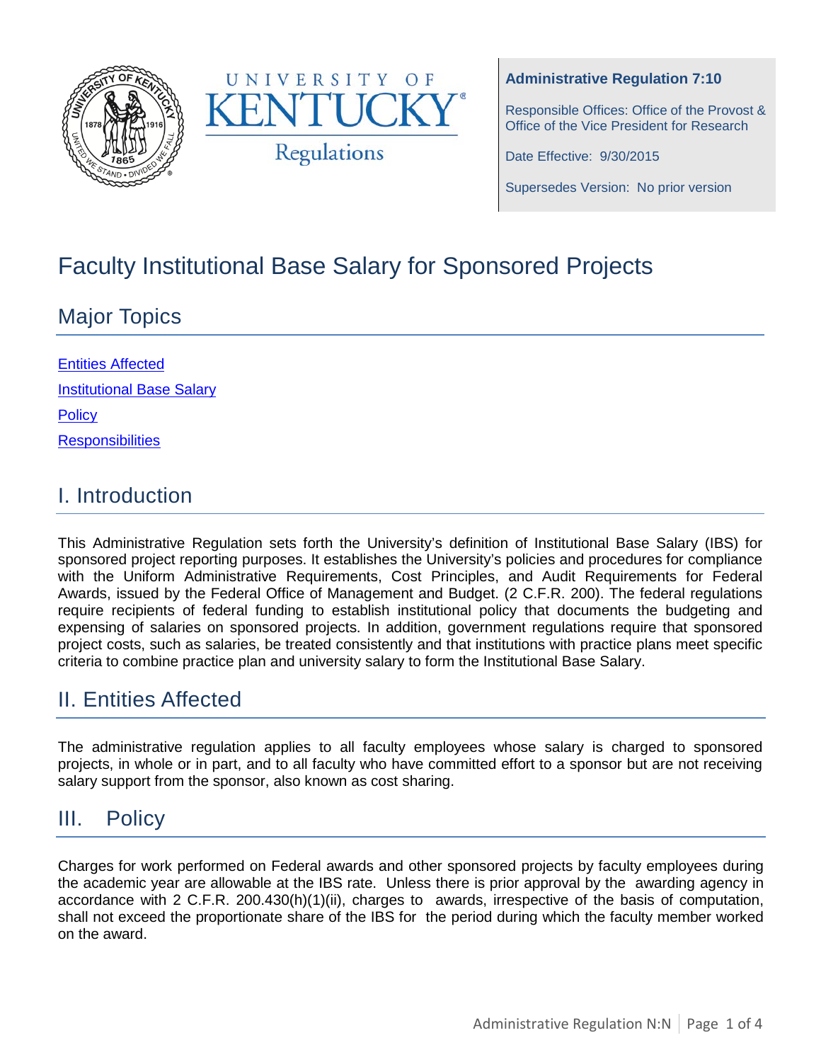**Administrative Regulation 7:10**

Responsible Offices: Office of the Provost & Office of the Vice President for Research

Date Effective: 9/30/2015

Supersedes Version: No prior version

# Faculty Institutional Base Salary for Sponsored Projects

## Major Topics

[Entities Affected](#)

[Institutional Base Salary](#)

[Policy](#)

[Responsibilities](#)

## I. Introduction

This Administrative Regulation sets forth the University's definition of Institutional Base Salary (IBS) for sponsored project reporting purposes. It establishes the University's policies and procedures for compliance with the Uniform Administrative Requirements, Cost Principles, and Audit Requirements for Federal Awards, issued by the Federal Office of Management and Budget. (2 C.F.R. 200). The federal regulations require recipients of federal funding to establish institutional policy that documents the budgeting and expensing of salaries on sponsored projects. In addition, government regulations require that sponsored project costs, such as salaries, be treated consistently and that institutions with practice plans meet specific criteria to combine practice plan and university salary to form the Institutional Base Salary.

## II. Entities Affected

The administrative regulation applies to all faculty employees whose salary is charged to sponsored projects, in whole or in part, and to all faculty who have committed effort to a sponsor but are not receiving salary support from the sponsor, also known as cost sharing.

## III. Policy

Charges for work performed on Federal awards and other sponsored projects by faculty employees during the academic year are allowable at the IBS rate. Unless there is prior approval by the awarding agency in accordance with 2 C.F.R. 200.430(h)(1)(ii), charges to awards, irrespective of the basis of computation, shall not exceed the proportionate share of the IBS for the period during which the faculty member worked on the award.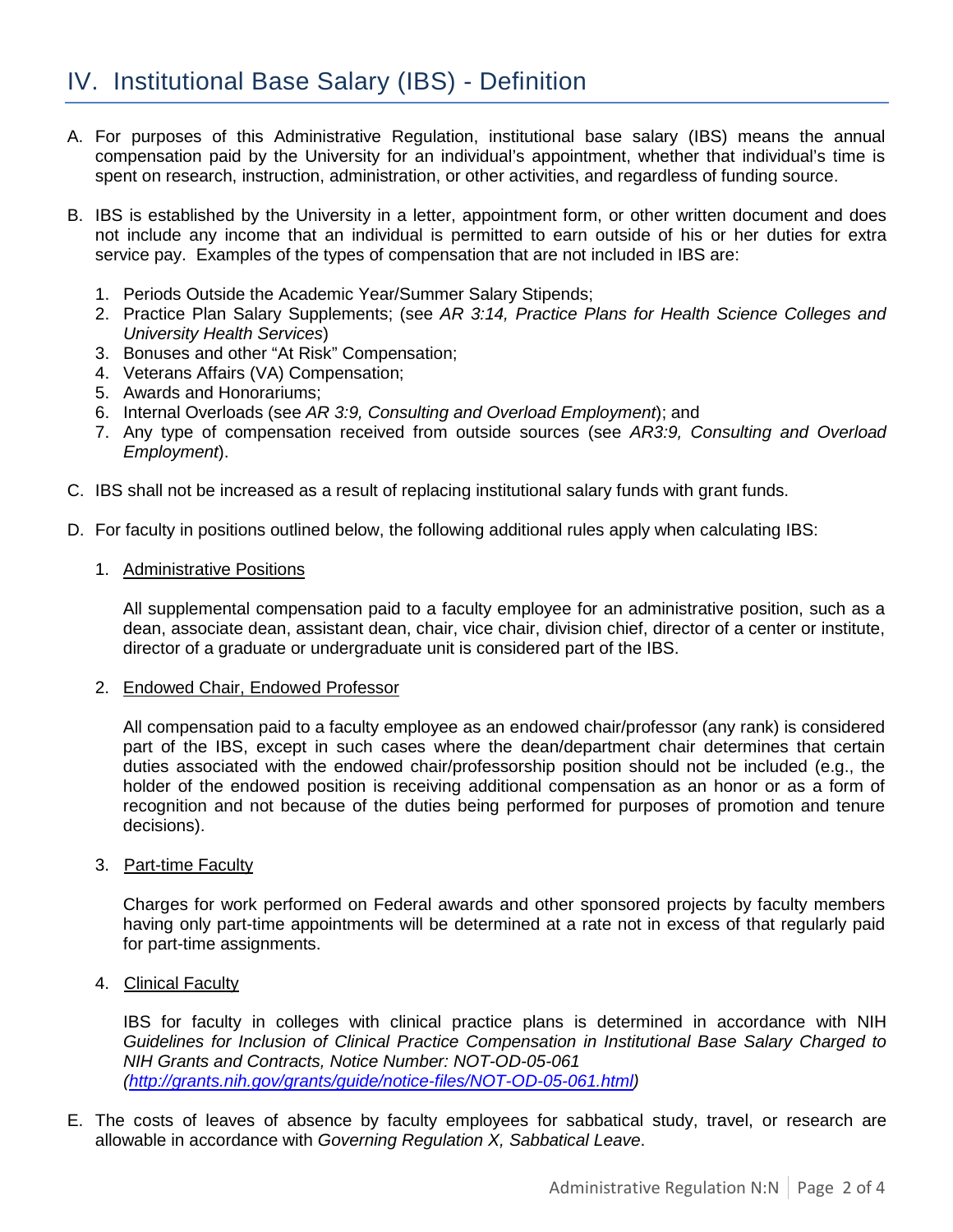# IV. Institutional Base Salary (IBS) - Definition

A. For purposes of this Administrative Regulation, institutional base salary (IBS) means the annual compensation paid by the University for an individual's appointment, whether that individual's time is spent on research, instruction, administration, or other activities, and regardless of funding source.

B. IBS is established by the University in a letter, appointment form, or other written document and does not include any income that an individual is permitted to earn outside of his or her duties for extra service pay. Examples of the types of compensation that are not included in IBS are:

   1. Periods Outside the Academic Year/Summer Salary Stipends;
   2. Practice Plan Salary Supplements; (see *AR 3:14, Practice Plans for Health Science Colleges and University Health Services*)
   3. Bonuses and other "At Risk" Compensation;
   4. Veterans Affairs (VA) Compensation;
   5. Awards and Honorariums;
   6. Internal Overloads (see *AR 3:9, Consulting and Overload Employment*); and
   7. Any type of compensation received from outside sources (see *AR3:9, Consulting and Overload Employment*).

C. IBS shall not be increased as a result of replacing institutional salary funds with grant funds.

D. For faculty in positions outlined below, the following additional rules apply when calculating IBS:

   1. Administrative Positions

      All supplemental compensation paid to a faculty employee for an administrative position, such as a dean, associate dean, assistant dean, chair, vice chair, division chief, director of a center or institute, director of a graduate or undergraduate unit is considered part of the IBS.

   2. Endowed Chair, Endowed Professor

      All compensation paid to a faculty employee as an endowed chair/professor (any rank) is considered part of the IBS, except in such cases where the dean/department chair determines that certain duties associated with the endowed chair/professorship position should not be included (e.g., the holder of the endowed position is receiving additional compensation as an honor or as a form of recognition and not because of the duties being performed for purposes of promotion and tenure decisions).

   3. Part-time Faculty

      Charges for work performed on Federal awards and other sponsored projects by faculty members having only part-time appointments will be determined at a rate not in excess of that regularly paid for part-time assignments.

   4. Clinical Faculty

      IBS for faculty in colleges with clinical practice plans is determined in accordance with NIH *Guidelines for Inclusion of Clinical Practice Compensation in Institutional Base Salary Charged to NIH Grants and Contracts, Notice Number: NOT-OD-05-061 (http://grants.nih.gov/grants/guide/notice-files/NOT-OD-05-061.html)*

E. The costs of leaves of absence by faculty employees for sabbatical study, travel, or research are allowable in accordance with *Governing Regulation X, Sabbatical Leave*.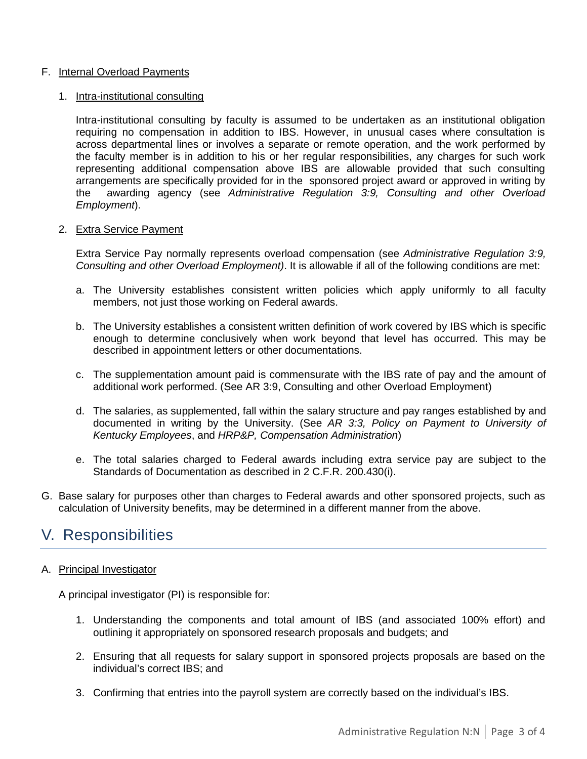F. Internal Overload Payments

1. Intra-institutional consulting

   Intra-institutional consulting by faculty is assumed to be undertaken as an institutional obligation requiring no compensation in addition to IBS. However, in unusual cases where consultation is across departmental lines or involves a separate or remote operation, and the work performed by the faculty member is in addition to his or her regular responsibilities, any charges for such work representing additional compensation above IBS are allowable provided that such consulting arrangements are specifically provided for in the sponsored project award or approved in writing by the awarding agency (see *Administrative Regulation 3:9, Consulting and other Overload Employment*).

2. Extra Service Payment

   Extra Service Pay normally represents overload compensation (see *Administrative Regulation 3:9, Consulting and other Overload Employment)*. It is allowable if all of the following conditions are met:

   a. The University establishes consistent written policies which apply uniformly to all faculty members, not just those working on Federal awards.

   b. The University establishes a consistent written definition of work covered by IBS which is specific enough to determine conclusively when work beyond that level has occurred. This may be described in appointment letters or other documentations.

   c. The supplementation amount paid is commensurate with the IBS rate of pay and the amount of additional work performed. (See AR 3:9, Consulting and other Overload Employment)

   d. The salaries, as supplemented, fall within the salary structure and pay ranges established by and documented in writing by the University. (See *AR 3:3, Policy on Payment to University of Kentucky Employees*, and *HRP&P, Compensation Administration*)

   e. The total salaries charged to Federal awards including extra service pay are subject to the Standards of Documentation as described in 2 C.F.R. 200.430(i).

G. Base salary for purposes other than charges to Federal awards and other sponsored projects, such as calculation of University benefits, may be determined in a different manner from the above.

# V. Responsibilities

A. Principal Investigator

A principal investigator (PI) is responsible for:

1. Understanding the components and total amount of IBS (and associated 100% effort) and outlining it appropriately on sponsored research proposals and budgets; and

2. Ensuring that all requests for salary support in sponsored projects proposals are based on the individual's correct IBS; and

3. Confirming that entries into the payroll system are correctly based on the individual's IBS.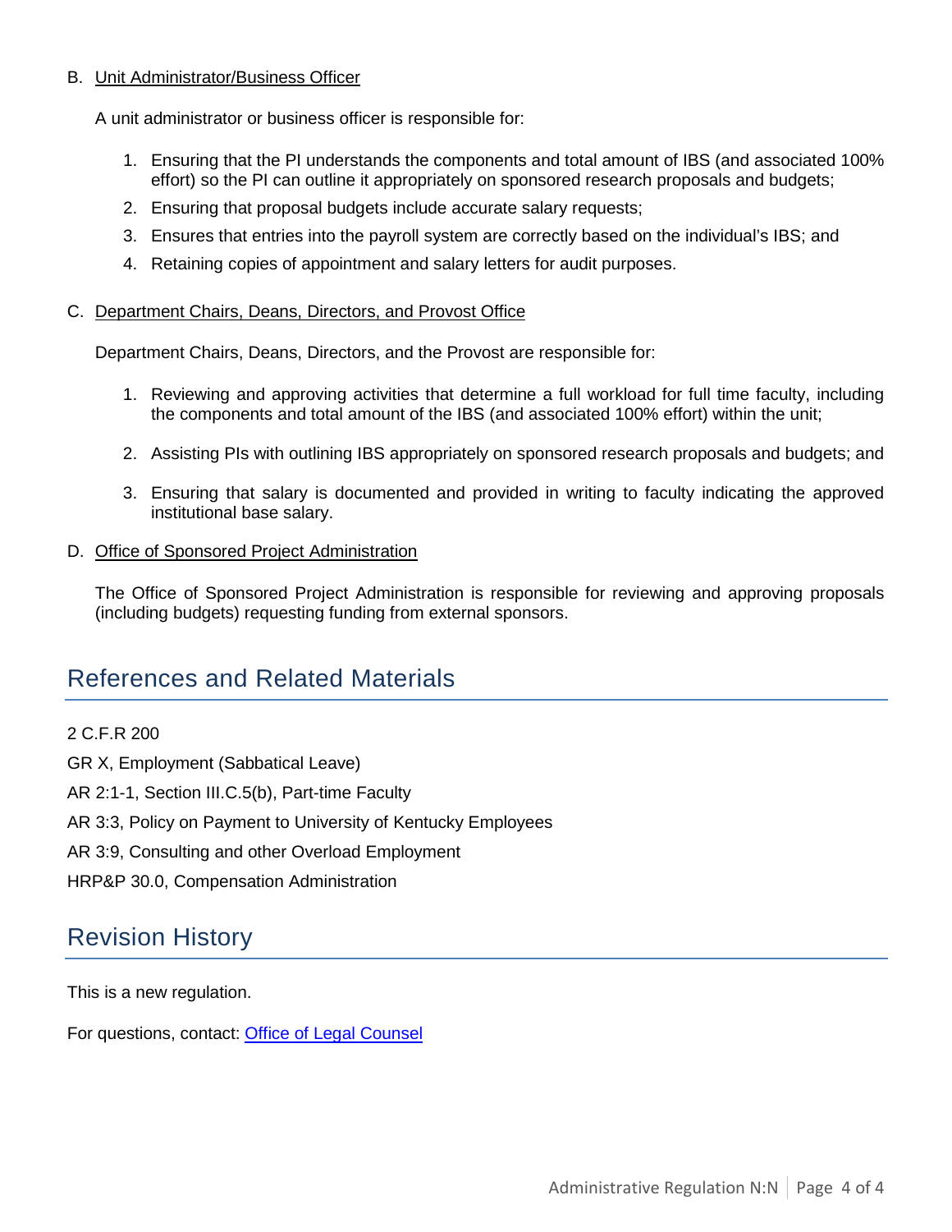B. Unit Administrator/Business Officer

A unit administrator or business officer is responsible for:

1. Ensuring that the PI understands the components and total amount of IBS (and associated 100% effort) so the PI can outline it appropriately on sponsored research proposals and budgets;
2. Ensuring that proposal budgets include accurate salary requests;
3. Ensures that entries into the payroll system are correctly based on the individual's IBS; and
4. Retaining copies of appointment and salary letters for audit purposes.

C. Department Chairs, Deans, Directors, and Provost Office

Department Chairs, Deans, Directors, and the Provost are responsible for:

1. Reviewing and approving activities that determine a full workload for full time faculty, including the components and total amount of the IBS (and associated 100% effort) within the unit;
2. Assisting PIs with outlining IBS appropriately on sponsored research proposals and budgets; and
3. Ensuring that salary is documented and provided in writing to faculty indicating the approved institutional base salary.

D. Office of Sponsored Project Administration

The Office of Sponsored Project Administration is responsible for reviewing and approving proposals (including budgets) requesting funding from external sponsors.

## References and Related Materials

2 C.F.R 200

GR X, Employment (Sabbatical Leave)

AR 2:1-1, Section III.C.5(b), Part-time Faculty

AR 3:3, Policy on Payment to University of Kentucky Employees

AR 3:9, Consulting and other Overload Employment

HRP&P 30.0, Compensation Administration

## Revision History

This is a new regulation.

For questions, contact: Office of Legal Counsel